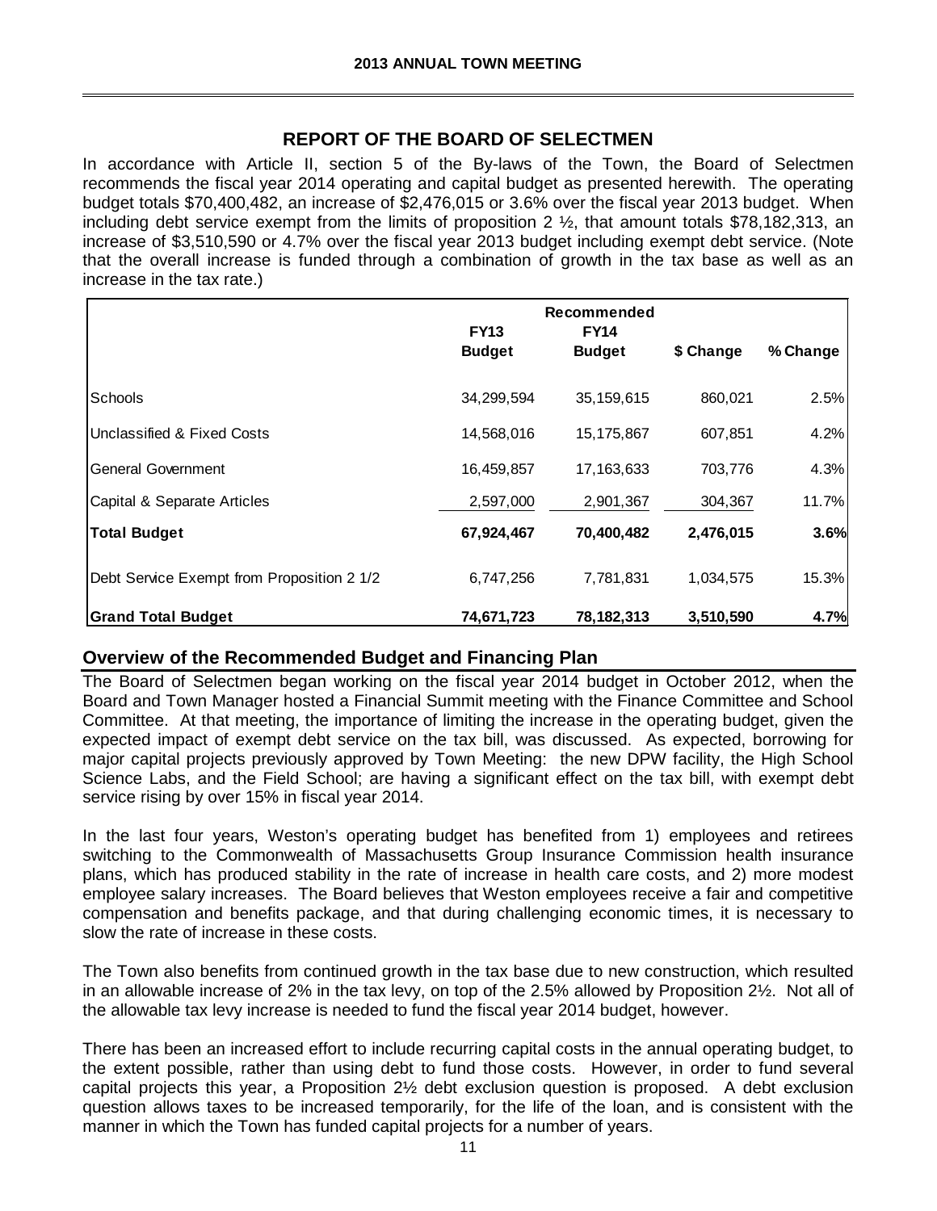## REPORT OF THE BOARD OF SELECTMEN

In accordance with Article II, section 5 of the By-laws of the Town, the Board of Selectmen recommends the fiscal year 2014 operating and capital budget as presented herewith. The operating budget totals $70,400,482, an increase of $2,476,015 or 3.6% over the fiscal year 2013 budget. When including debt service exempt from the limits of proposition 2 ½, that amount totals $78,182,313, an increase of $3,510,590 or 4.7% over the fiscal year 2013 budget including exempt debt service. (Note that the overall increase is funded through a combination of growth in the tax base as well as an increase in the tax rate.)

| | FY13 Budget | Recommended FY14 Budget | $ Change | % Change |
|---|---|---|---|---|
| Schools | 34,299,594 | 35,159,615 | 860,021 | 2.5% |
| Unclassified & Fixed Costs | 14,568,016 | 15,175,867 | 607,851 | 4.2% |
| General Government | 16,459,857 | 17,163,633 | 703,776 | 4.3% |
| Capital & Separate Articles | 2,597,000 | 2,901,367 | 304,367 | 11.7% |
| **Total Budget** | **67,924,467** | **70,400,482** | **2,476,015** | **3.6%** |
| Debt Service Exempt from Proposition 2 1/2 | 6,747,256 | 7,781,831 | 1,034,575 | 15.3% |
| **Grand Total Budget** | **74,671,723** | **78,182,313** | **3,510,590** | **4.7%** |

## Overview of the Recommended Budget and Financing Plan

The Board of Selectmen began working on the fiscal year 2014 budget in October 2012, when the Board and Town Manager hosted a Financial Summit meeting with the Finance Committee and School Committee. At that meeting, the importance of limiting the increase in the operating budget, given the expected impact of exempt debt service on the tax bill, was discussed. As expected, borrowing for major capital projects previously approved by Town Meeting: the new DPW facility, the High School Science Labs, and the Field School; are having a significant effect on the tax bill, with exempt debt service rising by over 15% in fiscal year 2014.

In the last four years, Weston's operating budget has benefited from 1) employees and retirees switching to the Commonwealth of Massachusetts Group Insurance Commission health insurance plans, which has produced stability in the rate of increase in health care costs, and 2) more modest employee salary increases. The Board believes that Weston employees receive a fair and competitive compensation and benefits package, and that during challenging economic times, it is necessary to slow the rate of increase in these costs.

The Town also benefits from continued growth in the tax base due to new construction, which resulted in an allowable increase of 2% in the tax levy, on top of the 2.5% allowed by Proposition 2½. Not all of the allowable tax levy increase is needed to fund the fiscal year 2014 budget, however.

There has been an increased effort to include recurring capital costs in the annual operating budget, to the extent possible, rather than using debt to fund those costs. However, in order to fund several capital projects this year, a Proposition 2½ debt exclusion question is proposed. A debt exclusion question allows taxes to be increased temporarily, for the life of the loan, and is consistent with the manner in which the Town has funded capital projects for a number of years.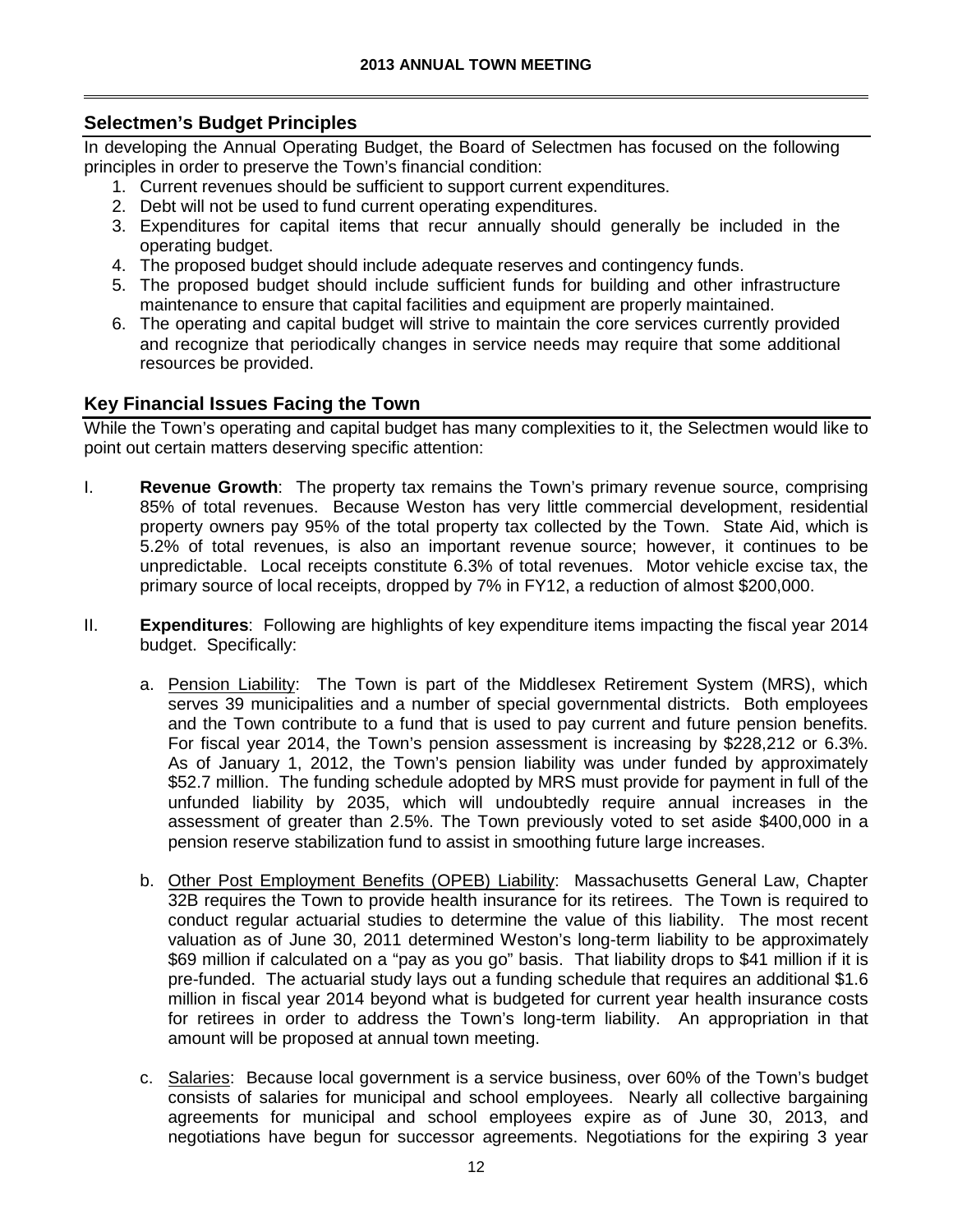## Selectmen's Budget Principles

In developing the Annual Operating Budget, the Board of Selectmen has focused on the following principles in order to preserve the Town's financial condition:

1. Current revenues should be sufficient to support current expenditures.
2. Debt will not be used to fund current operating expenditures.
3. Expenditures for capital items that recur annually should generally be included in the operating budget.
4. The proposed budget should include adequate reserves and contingency funds.
5. The proposed budget should include sufficient funds for building and other infrastructure maintenance to ensure that capital facilities and equipment are properly maintained.
6. The operating and capital budget will strive to maintain the core services currently provided and recognize that periodically changes in service needs may require that some additional resources be provided.

## Key Financial Issues Facing the Town

While the Town's operating and capital budget has many complexities to it, the Selectmen would like to point out certain matters deserving specific attention:

I. **Revenue Growth**: The property tax remains the Town's primary revenue source, comprising 85% of total revenues. Because Weston has very little commercial development, residential property owners pay 95% of the total property tax collected by the Town. State Aid, which is 5.2% of total revenues, is also an important revenue source; however, it continues to be unpredictable. Local receipts constitute 6.3% of total revenues. Motor vehicle excise tax, the primary source of local receipts, dropped by 7% in FY12, a reduction of almost $200,000.

II. **Expenditures**: Following are highlights of key expenditure items impacting the fiscal year 2014 budget. Specifically:

a. Pension Liability: The Town is part of the Middlesex Retirement System (MRS), which serves 39 municipalities and a number of special governmental districts. Both employees and the Town contribute to a fund that is used to pay current and future pension benefits. For fiscal year 2014, the Town's pension assessment is increasing by $228,212 or 6.3%. As of January 1, 2012, the Town's pension liability was under funded by approximately $52.7 million. The funding schedule adopted by MRS must provide for payment in full of the unfunded liability by 2035, which will undoubtedly require annual increases in the assessment of greater than 2.5%. The Town previously voted to set aside $400,000 in a pension reserve stabilization fund to assist in smoothing future large increases.

b. Other Post Employment Benefits (OPEB) Liability: Massachusetts General Law, Chapter 32B requires the Town to provide health insurance for its retirees. The Town is required to conduct regular actuarial studies to determine the value of this liability. The most recent valuation as of June 30, 2011 determined Weston's long-term liability to be approximately $69 million if calculated on a "pay as you go" basis. That liability drops to $41 million if it is pre-funded. The actuarial study lays out a funding schedule that requires an additional $1.6 million in fiscal year 2014 beyond what is budgeted for current year health insurance costs for retirees in order to address the Town's long-term liability. An appropriation in that amount will be proposed at annual town meeting.

c. Salaries: Because local government is a service business, over 60% of the Town's budget consists of salaries for municipal and school employees. Nearly all collective bargaining agreements for municipal and school employees expire as of June 30, 2013, and negotiations have begun for successor agreements. Negotiations for the expiring 3 year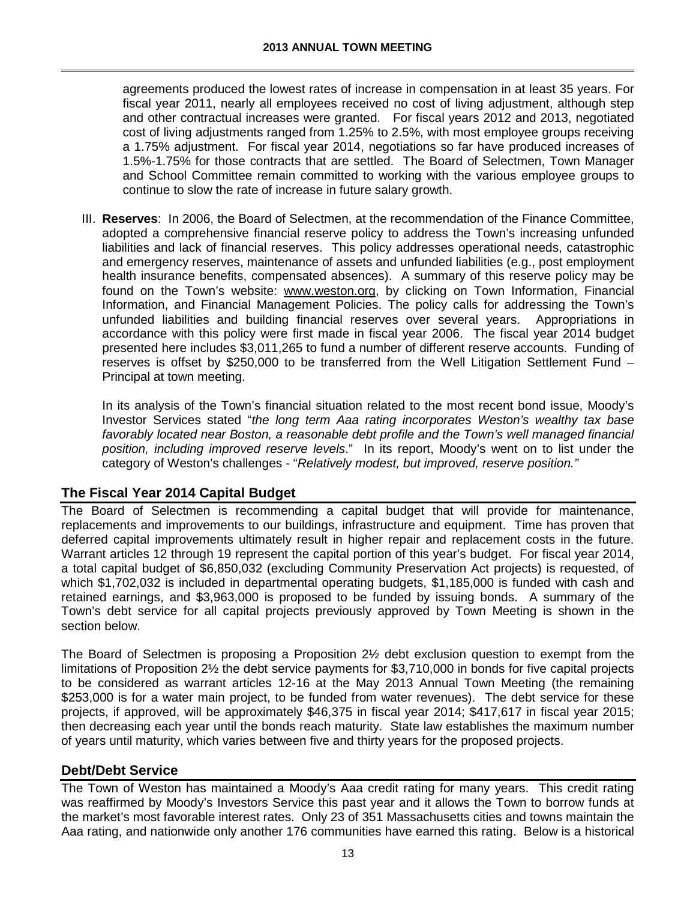agreements produced the lowest rates of increase in compensation in at least 35 years. For fiscal year 2011, nearly all employees received no cost of living adjustment, although step and other contractual increases were granted. For fiscal years 2012 and 2013, negotiated cost of living adjustments ranged from 1.25% to 2.5%, with most employee groups receiving a 1.75% adjustment. For fiscal year 2014, negotiations so far have produced increases of 1.5%-1.75% for those contracts that are settled. The Board of Selectmen, Town Manager and School Committee remain committed to working with the various employee groups to continue to slow the rate of increase in future salary growth.

III. **Reserves**: In 2006, the Board of Selectmen, at the recommendation of the Finance Committee, adopted a comprehensive financial reserve policy to address the Town's increasing unfunded liabilities and lack of financial reserves. This policy addresses operational needs, catastrophic and emergency reserves, maintenance of assets and unfunded liabilities (e.g., post employment health insurance benefits, compensated absences). A summary of this reserve policy may be found on the Town's website: www.weston.org, by clicking on Town Information, Financial Information, and Financial Management Policies. The policy calls for addressing the Town's unfunded liabilities and building financial reserves over several years. Appropriations in accordance with this policy were first made in fiscal year 2006. The fiscal year 2014 budget presented here includes $3,011,265 to fund a number of different reserve accounts. Funding of reserves is offset by $250,000 to be transferred from the Well Litigation Settlement Fund – Principal at town meeting.

In its analysis of the Town's financial situation related to the most recent bond issue, Moody's Investor Services stated "*the long term Aaa rating incorporates Weston's wealthy tax base favorably located near Boston, a reasonable debt profile and the Town's well managed financial position, including improved reserve levels*." In its report, Moody's went on to list under the category of Weston's challenges - "*Relatively modest, but improved, reserve position.*"

## The Fiscal Year 2014 Capital Budget

The Board of Selectmen is recommending a capital budget that will provide for maintenance, replacements and improvements to our buildings, infrastructure and equipment. Time has proven that deferred capital improvements ultimately result in higher repair and replacement costs in the future. Warrant articles 12 through 19 represent the capital portion of this year's budget. For fiscal year 2014, a total capital budget of $6,850,032 (excluding Community Preservation Act projects) is requested, of which $1,702,032 is included in departmental operating budgets, $1,185,000 is funded with cash and retained earnings, and $3,963,000 is proposed to be funded by issuing bonds. A summary of the Town's debt service for all capital projects previously approved by Town Meeting is shown in the section below.

The Board of Selectmen is proposing a Proposition 2½ debt exclusion question to exempt from the limitations of Proposition 2½ the debt service payments for $3,710,000 in bonds for five capital projects to be considered as warrant articles 12-16 at the May 2013 Annual Town Meeting (the remaining $253,000 is for a water main project, to be funded from water revenues). The debt service for these projects, if approved, will be approximately $46,375 in fiscal year 2014; $417,617 in fiscal year 2015; then decreasing each year until the bonds reach maturity. State law establishes the maximum number of years until maturity, which varies between five and thirty years for the proposed projects.

## Debt/Debt Service

The Town of Weston has maintained a Moody's Aaa credit rating for many years. This credit rating was reaffirmed by Moody's Investors Service this past year and it allows the Town to borrow funds at the market's most favorable interest rates. Only 23 of 351 Massachusetts cities and towns maintain the Aaa rating, and nationwide only another 176 communities have earned this rating. Below is a historical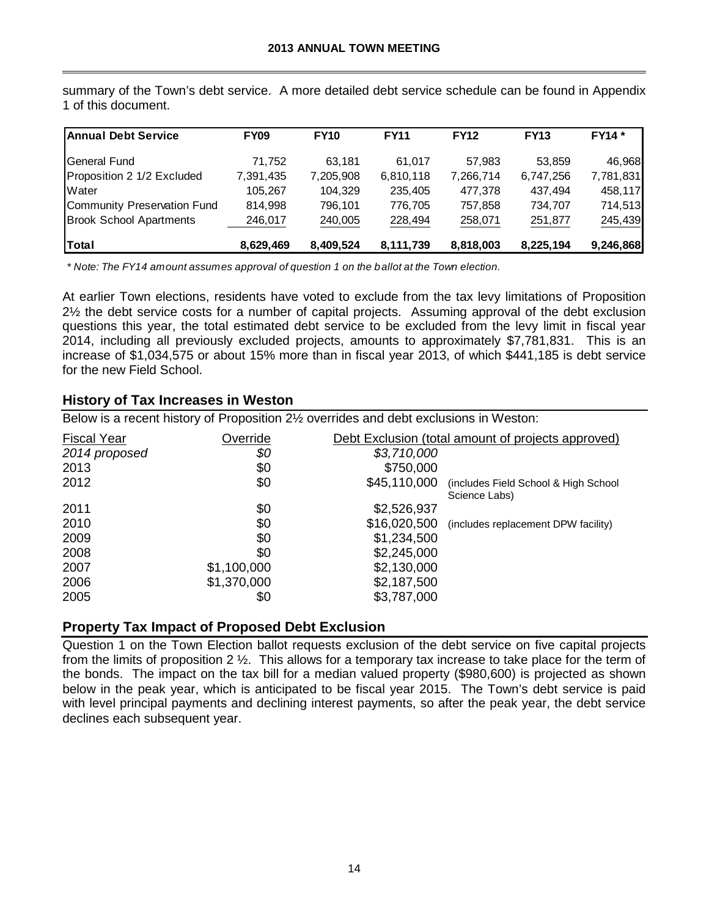summary of the Town's debt service. A more detailed debt service schedule can be found in Appendix 1 of this document.

| Annual Debt Service | FY09 | FY10 | FY11 | FY12 | FY13 | FY14 * |
|---|---|---|---|---|---|---|
| General Fund | 71,752 | 63,181 | 61,017 | 57,983 | 53,859 | 46,968 |
| Proposition 2 1/2 Excluded | 7,391,435 | 7,205,908 | 6,810,118 | 7,266,714 | 6,747,256 | 7,781,831 |
| Water | 105,267 | 104,329 | 235,405 | 477,378 | 437,494 | 458,117 |
| Community Preservation Fund | 814,998 | 796,101 | 776,705 | 757,858 | 734,707 | 714,513 |
| Brook School Apartments | 246,017 | 240,005 | 228,494 | 258,071 | 251,877 | 245,439 |
| **Total** | **8,629,469** | **8,409,524** | **8,111,739** | **8,818,003** | **8,225,194** | **9,246,868** |

*\* Note: The FY14 amount assumes approval of question 1 on the ballot at the Town election.*

At earlier Town elections, residents have voted to exclude from the tax levy limitations of Proposition 2½ the debt service costs for a number of capital projects. Assuming approval of the debt exclusion questions this year, the total estimated debt service to be excluded from the levy limit in fiscal year 2014, including all previously excluded projects, amounts to approximately $7,781,831. This is an increase of $1,034,575 or about 15% more than in fiscal year 2013, of which $441,185 is debt service for the new Field School.

## History of Tax Increases in Weston

Below is a recent history of Proposition 2½ overrides and debt exclusions in Weston:

| Fiscal Year | Override | Debt Exclusion (total amount of projects approved) | |
|---|---|---|---|
| *2014 proposed* | *$0* | *$3,710,000* | |
| 2013 | $0 | $750,000 | |
| 2012 | $0 | $45,110,000 | (includes Field School & High School Science Labs) |
| 2011 | $0 | $2,526,937 | |
| 2010 | $0 | $16,020,500 | (includes replacement DPW facility) |
| 2009 | $0 | $1,234,500 | |
| 2008 | $0 | $2,245,000 | |
| 2007 | $1,100,000 | $2,130,000 | |
| 2006 | $1,370,000 | $2,187,500 | |
| 2005 | $0 | $3,787,000 | |

## Property Tax Impact of Proposed Debt Exclusion

Question 1 on the Town Election ballot requests exclusion of the debt service on five capital projects from the limits of proposition 2 ½. This allows for a temporary tax increase to take place for the term of the bonds. The impact on the tax bill for a median valued property ($980,600) is projected as shown below in the peak year, which is anticipated to be fiscal year 2015. The Town's debt service is paid with level principal payments and declining interest payments, so after the peak year, the debt service declines each subsequent year.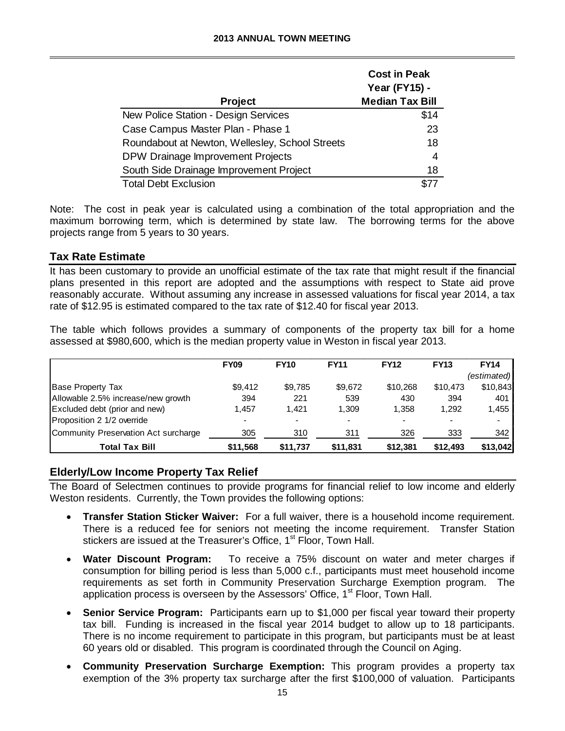| Project | Cost in Peak Year (FY15) - Median Tax Bill |
|---|---|
| New Police Station - Design Services | $14 |
| Case Campus Master Plan - Phase 1 | 23 |
| Roundabout at Newton, Wellesley, School Streets | 18 |
| DPW Drainage Improvement Projects | 4 |
| South Side Drainage Improvement Project | 18 |
| Total Debt Exclusion | $77 |

Note: The cost in peak year is calculated using a combination of the total appropriation and the maximum borrowing term, which is determined by state law. The borrowing terms for the above projects range from 5 years to 30 years.

## Tax Rate Estimate

It has been customary to provide an unofficial estimate of the tax rate that might result if the financial plans presented in this report are adopted and the assumptions with respect to State aid prove reasonably accurate. Without assuming any increase in assessed valuations for fiscal year 2014, a tax rate of $12.95 is estimated compared to the tax rate of $12.40 for fiscal year 2013.

The table which follows provides a summary of components of the property tax bill for a home assessed at $980,600, which is the median property value in Weston in fiscal year 2013.

| | FY09 | FY10 | FY11 | FY12 | FY13 | FY14 *(estimated)* |
|---|---|---|---|---|---|---|
| Base Property Tax | $9,412 | $9,785 | $9,672 | $10,268 | $10,473 | $10,843 |
| Allowable 2.5% increase/new growth | 394 | 221 | 539 | 430 | 394 | 401 |
| Excluded debt (prior and new) | 1,457 | 1,421 | 1,309 | 1,358 | 1,292 | 1,455 |
| Proposition 2 1/2 override | - | - | - | - | - | - |
| Community Preservation Act surcharge | 305 | 310 | 311 | 326 | 333 | 342 |
| **Total Tax Bill** | **$11,568** | **$11,737** | **$11,831** | **$12,381** | **$12,493** | **$13,042** |

## Elderly/Low Income Property Tax Relief

The Board of Selectmen continues to provide programs for financial relief to low income and elderly Weston residents. Currently, the Town provides the following options:

- **Transfer Station Sticker Waiver:** For a full waiver, there is a household income requirement. There is a reduced fee for seniors not meeting the income requirement. Transfer Station stickers are issued at the Treasurer's Office, 1st Floor, Town Hall.
- **Water Discount Program:** To receive a 75% discount on water and meter charges if consumption for billing period is less than 5,000 c.f., participants must meet household income requirements as set forth in Community Preservation Surcharge Exemption program. The application process is overseen by the Assessors' Office, 1st Floor, Town Hall.
- **Senior Service Program:** Participants earn up to $1,000 per fiscal year toward their property tax bill. Funding is increased in the fiscal year 2014 budget to allow up to 18 participants. There is no income requirement to participate in this program, but participants must be at least 60 years old or disabled. This program is coordinated through the Council on Aging.
- **Community Preservation Surcharge Exemption:** This program provides a property tax exemption of the 3% property tax surcharge after the first $100,000 of valuation. Participants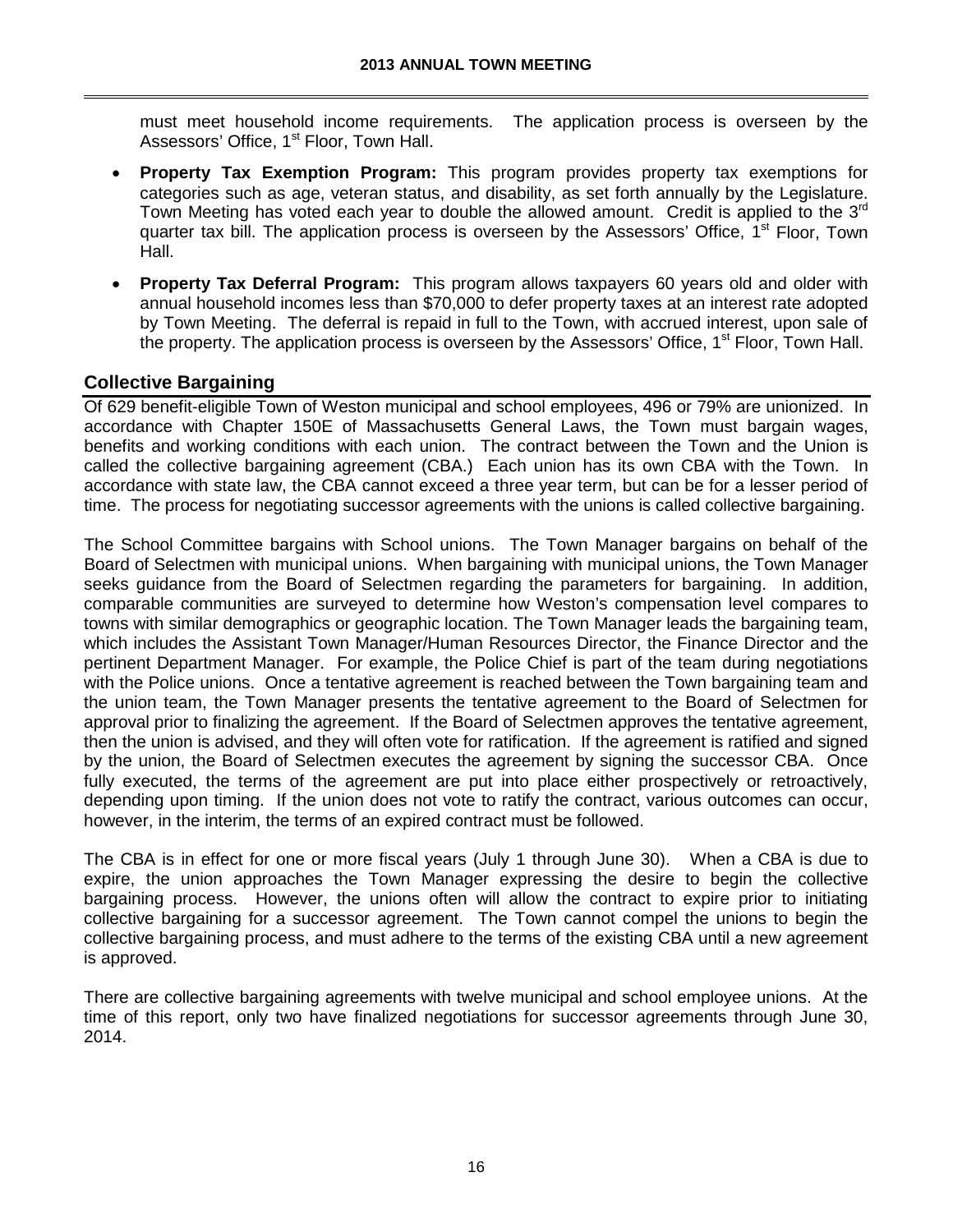must meet household income requirements. The application process is overseen by the Assessors' Office, 1st Floor, Town Hall.

- **Property Tax Exemption Program:** This program provides property tax exemptions for categories such as age, veteran status, and disability, as set forth annually by the Legislature. Town Meeting has voted each year to double the allowed amount. Credit is applied to the 3rd quarter tax bill. The application process is overseen by the Assessors' Office, 1st Floor, Town Hall.
- **Property Tax Deferral Program:** This program allows taxpayers 60 years old and older with annual household incomes less than $70,000 to defer property taxes at an interest rate adopted by Town Meeting. The deferral is repaid in full to the Town, with accrued interest, upon sale of the property. The application process is overseen by the Assessors' Office, 1st Floor, Town Hall.

## Collective Bargaining

Of 629 benefit-eligible Town of Weston municipal and school employees, 496 or 79% are unionized. In accordance with Chapter 150E of Massachusetts General Laws, the Town must bargain wages, benefits and working conditions with each union. The contract between the Town and the Union is called the collective bargaining agreement (CBA.) Each union has its own CBA with the Town. In accordance with state law, the CBA cannot exceed a three year term, but can be for a lesser period of time. The process for negotiating successor agreements with the unions is called collective bargaining.

The School Committee bargains with School unions. The Town Manager bargains on behalf of the Board of Selectmen with municipal unions. When bargaining with municipal unions, the Town Manager seeks guidance from the Board of Selectmen regarding the parameters for bargaining. In addition, comparable communities are surveyed to determine how Weston's compensation level compares to towns with similar demographics or geographic location. The Town Manager leads the bargaining team, which includes the Assistant Town Manager/Human Resources Director, the Finance Director and the pertinent Department Manager. For example, the Police Chief is part of the team during negotiations with the Police unions. Once a tentative agreement is reached between the Town bargaining team and the union team, the Town Manager presents the tentative agreement to the Board of Selectmen for approval prior to finalizing the agreement. If the Board of Selectmen approves the tentative agreement, then the union is advised, and they will often vote for ratification. If the agreement is ratified and signed by the union, the Board of Selectmen executes the agreement by signing the successor CBA. Once fully executed, the terms of the agreement are put into place either prospectively or retroactively, depending upon timing. If the union does not vote to ratify the contract, various outcomes can occur, however, in the interim, the terms of an expired contract must be followed.

The CBA is in effect for one or more fiscal years (July 1 through June 30). When a CBA is due to expire, the union approaches the Town Manager expressing the desire to begin the collective bargaining process. However, the unions often will allow the contract to expire prior to initiating collective bargaining for a successor agreement. The Town cannot compel the unions to begin the collective bargaining process, and must adhere to the terms of the existing CBA until a new agreement is approved.

There are collective bargaining agreements with twelve municipal and school employee unions. At the time of this report, only two have finalized negotiations for successor agreements through June 30, 2014.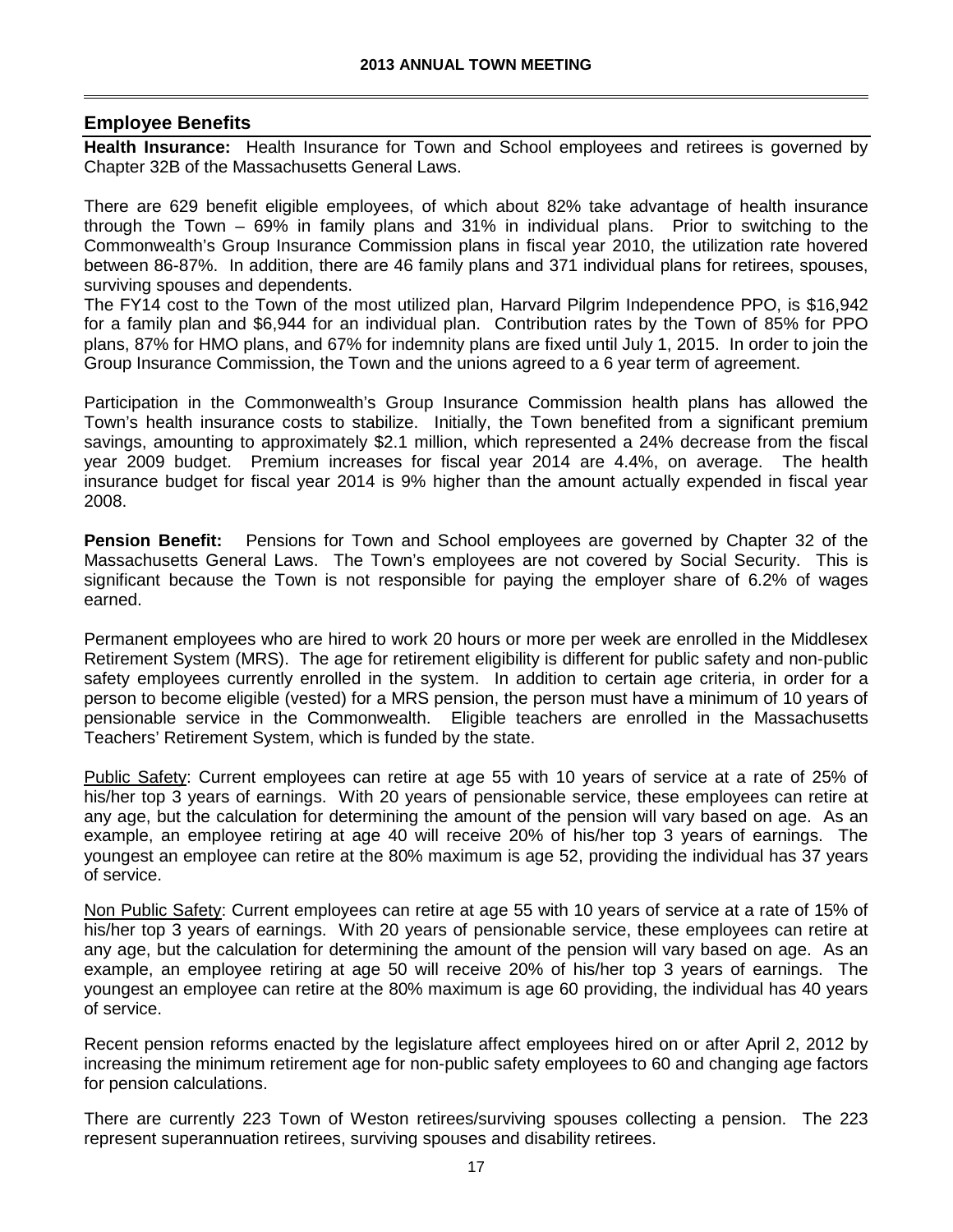## Employee Benefits

**Health Insurance:** Health Insurance for Town and School employees and retirees is governed by Chapter 32B of the Massachusetts General Laws.

There are 629 benefit eligible employees, of which about 82% take advantage of health insurance through the Town – 69% in family plans and 31% in individual plans. Prior to switching to the Commonwealth's Group Insurance Commission plans in fiscal year 2010, the utilization rate hovered between 86-87%. In addition, there are 46 family plans and 371 individual plans for retirees, spouses, surviving spouses and dependents.

The FY14 cost to the Town of the most utilized plan, Harvard Pilgrim Independence PPO, is $16,942 for a family plan and $6,944 for an individual plan. Contribution rates by the Town of 85% for PPO plans, 87% for HMO plans, and 67% for indemnity plans are fixed until July 1, 2015. In order to join the Group Insurance Commission, the Town and the unions agreed to a 6 year term of agreement.

Participation in the Commonwealth's Group Insurance Commission health plans has allowed the Town's health insurance costs to stabilize. Initially, the Town benefited from a significant premium savings, amounting to approximately $2.1 million, which represented a 24% decrease from the fiscal year 2009 budget. Premium increases for fiscal year 2014 are 4.4%, on average. The health insurance budget for fiscal year 2014 is 9% higher than the amount actually expended in fiscal year 2008.

**Pension Benefit:** Pensions for Town and School employees are governed by Chapter 32 of the Massachusetts General Laws. The Town's employees are not covered by Social Security. This is significant because the Town is not responsible for paying the employer share of 6.2% of wages earned.

Permanent employees who are hired to work 20 hours or more per week are enrolled in the Middlesex Retirement System (MRS). The age for retirement eligibility is different for public safety and non-public safety employees currently enrolled in the system. In addition to certain age criteria, in order for a person to become eligible (vested) for a MRS pension, the person must have a minimum of 10 years of pensionable service in the Commonwealth. Eligible teachers are enrolled in the Massachusetts Teachers' Retirement System, which is funded by the state.

Public Safety: Current employees can retire at age 55 with 10 years of service at a rate of 25% of his/her top 3 years of earnings. With 20 years of pensionable service, these employees can retire at any age, but the calculation for determining the amount of the pension will vary based on age. As an example, an employee retiring at age 40 will receive 20% of his/her top 3 years of earnings. The youngest an employee can retire at the 80% maximum is age 52, providing the individual has 37 years of service.

Non Public Safety: Current employees can retire at age 55 with 10 years of service at a rate of 15% of his/her top 3 years of earnings. With 20 years of pensionable service, these employees can retire at any age, but the calculation for determining the amount of the pension will vary based on age. As an example, an employee retiring at age 50 will receive 20% of his/her top 3 years of earnings. The youngest an employee can retire at the 80% maximum is age 60 providing, the individual has 40 years of service.

Recent pension reforms enacted by the legislature affect employees hired on or after April 2, 2012 by increasing the minimum retirement age for non-public safety employees to 60 and changing age factors for pension calculations.

There are currently 223 Town of Weston retirees/surviving spouses collecting a pension. The 223 represent superannuation retirees, surviving spouses and disability retirees.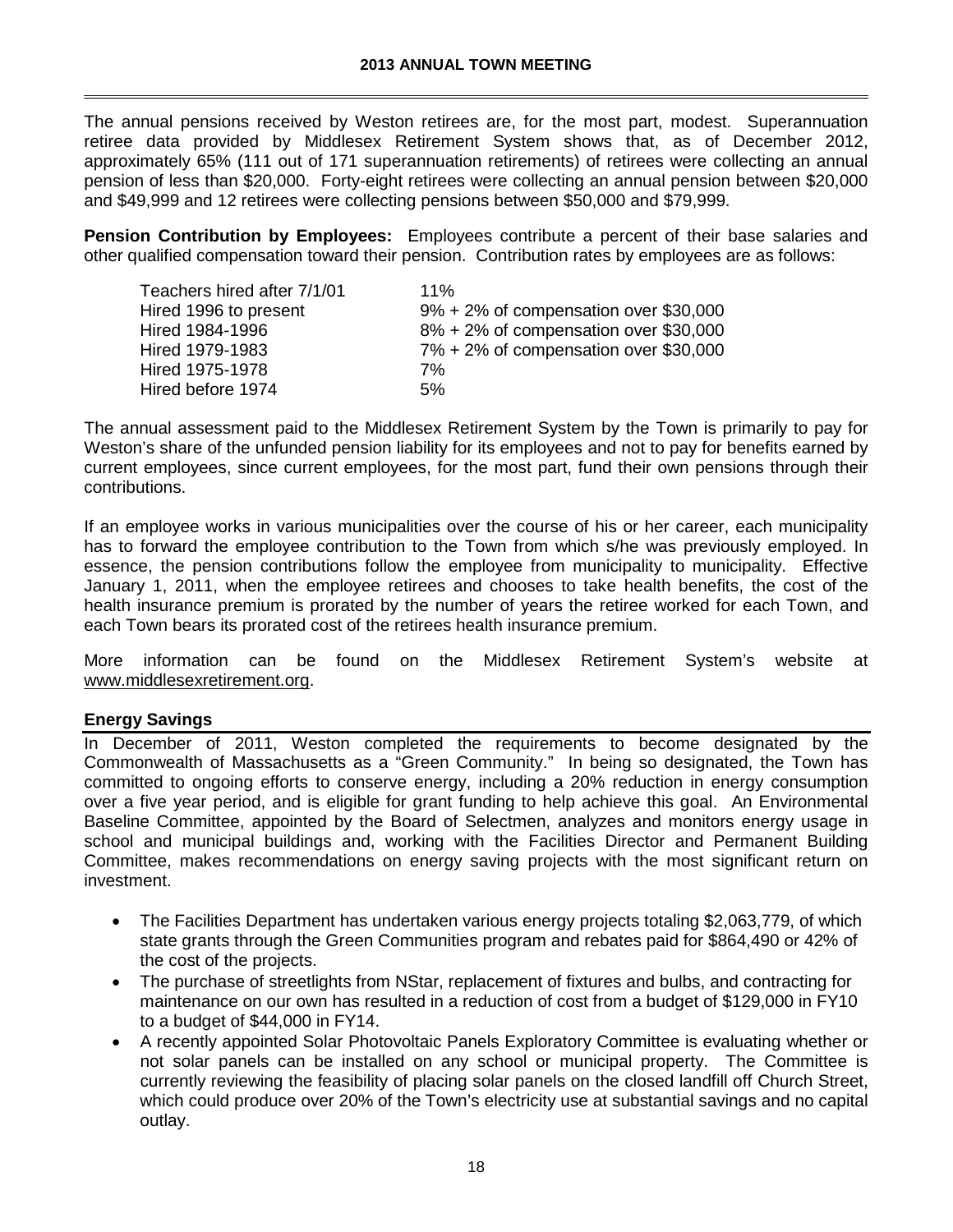The annual pensions received by Weston retirees are, for the most part, modest. Superannuation retiree data provided by Middlesex Retirement System shows that, as of December 2012, approximately 65% (111 out of 171 superannuation retirements) of retirees were collecting an annual pension of less than $20,000. Forty-eight retirees were collecting an annual pension between $20,000 and $49,999 and 12 retirees were collecting pensions between $50,000 and $79,999.

**Pension Contribution by Employees:** Employees contribute a percent of their base salaries and other qualified compensation toward their pension. Contribution rates by employees are as follows:

| | |
|---|---|
| Teachers hired after 7/1/01 | 11% |
| Hired 1996 to present | 9% + 2% of compensation over $30,000 |
| Hired 1984-1996 | 8% + 2% of compensation over $30,000 |
| Hired 1979-1983 | 7% + 2% of compensation over $30,000 |
| Hired 1975-1978 | 7% |
| Hired before 1974 | 5% |

The annual assessment paid to the Middlesex Retirement System by the Town is primarily to pay for Weston's share of the unfunded pension liability for its employees and not to pay for benefits earned by current employees, since current employees, for the most part, fund their own pensions through their contributions.

If an employee works in various municipalities over the course of his or her career, each municipality has to forward the employee contribution to the Town from which s/he was previously employed. In essence, the pension contributions follow the employee from municipality to municipality. Effective January 1, 2011, when the employee retirees and chooses to take health benefits, the cost of the health insurance premium is prorated by the number of years the retiree worked for each Town, and each Town bears its prorated cost of the retirees health insurance premium.

More information can be found on the Middlesex Retirement System's website at www.middlesexretirement.org.

## Energy Savings

In December of 2011, Weston completed the requirements to become designated by the Commonwealth of Massachusetts as a "Green Community." In being so designated, the Town has committed to ongoing efforts to conserve energy, including a 20% reduction in energy consumption over a five year period, and is eligible for grant funding to help achieve this goal. An Environmental Baseline Committee, appointed by the Board of Selectmen, analyzes and monitors energy usage in school and municipal buildings and, working with the Facilities Director and Permanent Building Committee, makes recommendations on energy saving projects with the most significant return on investment.

- The Facilities Department has undertaken various energy projects totaling $2,063,779, of which state grants through the Green Communities program and rebates paid for $864,490 or 42% of the cost of the projects.
- The purchase of streetlights from NStar, replacement of fixtures and bulbs, and contracting for maintenance on our own has resulted in a reduction of cost from a budget of $129,000 in FY10 to a budget of $44,000 in FY14.
- A recently appointed Solar Photovoltaic Panels Exploratory Committee is evaluating whether or not solar panels can be installed on any school or municipal property. The Committee is currently reviewing the feasibility of placing solar panels on the closed landfill off Church Street, which could produce over 20% of the Town's electricity use at substantial savings and no capital outlay.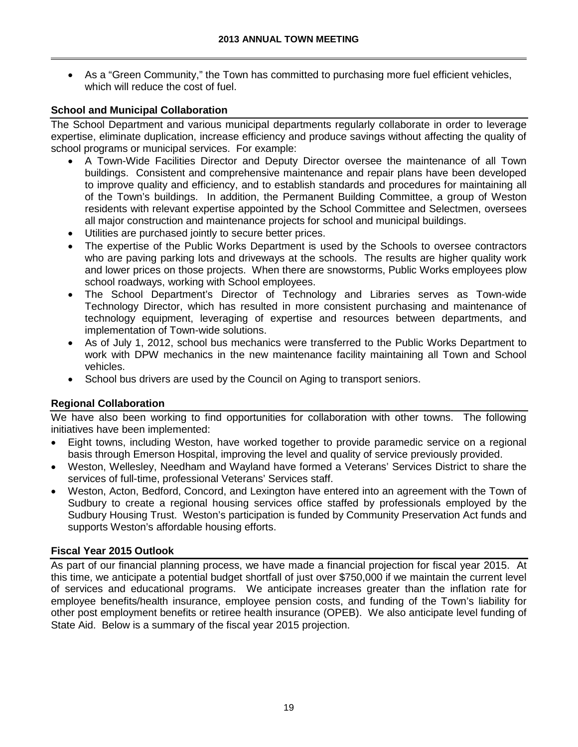- As a "Green Community," the Town has committed to purchasing more fuel efficient vehicles, which will reduce the cost of fuel.

## School and Municipal Collaboration

The School Department and various municipal departments regularly collaborate in order to leverage expertise, eliminate duplication, increase efficiency and produce savings without affecting the quality of school programs or municipal services. For example:

- A Town-Wide Facilities Director and Deputy Director oversee the maintenance of all Town buildings. Consistent and comprehensive maintenance and repair plans have been developed to improve quality and efficiency, and to establish standards and procedures for maintaining all of the Town's buildings. In addition, the Permanent Building Committee, a group of Weston residents with relevant expertise appointed by the School Committee and Selectmen, oversees all major construction and maintenance projects for school and municipal buildings.
- Utilities are purchased jointly to secure better prices.
- The expertise of the Public Works Department is used by the Schools to oversee contractors who are paving parking lots and driveways at the schools. The results are higher quality work and lower prices on those projects. When there are snowstorms, Public Works employees plow school roadways, working with School employees.
- The School Department's Director of Technology and Libraries serves as Town-wide Technology Director, which has resulted in more consistent purchasing and maintenance of technology equipment, leveraging of expertise and resources between departments, and implementation of Town-wide solutions.
- As of July 1, 2012, school bus mechanics were transferred to the Public Works Department to work with DPW mechanics in the new maintenance facility maintaining all Town and School vehicles.
- School bus drivers are used by the Council on Aging to transport seniors.

## Regional Collaboration

We have also been working to find opportunities for collaboration with other towns. The following initiatives have been implemented:

- Eight towns, including Weston, have worked together to provide paramedic service on a regional basis through Emerson Hospital, improving the level and quality of service previously provided.
- Weston, Wellesley, Needham and Wayland have formed a Veterans' Services District to share the services of full-time, professional Veterans' Services staff.
- Weston, Acton, Bedford, Concord, and Lexington have entered into an agreement with the Town of Sudbury to create a regional housing services office staffed by professionals employed by the Sudbury Housing Trust. Weston's participation is funded by Community Preservation Act funds and supports Weston's affordable housing efforts.

## Fiscal Year 2015 Outlook

As part of our financial planning process, we have made a financial projection for fiscal year 2015. At this time, we anticipate a potential budget shortfall of just over $750,000 if we maintain the current level of services and educational programs. We anticipate increases greater than the inflation rate for employee benefits/health insurance, employee pension costs, and funding of the Town's liability for other post employment benefits or retiree health insurance (OPEB). We also anticipate level funding of State Aid. Below is a summary of the fiscal year 2015 projection.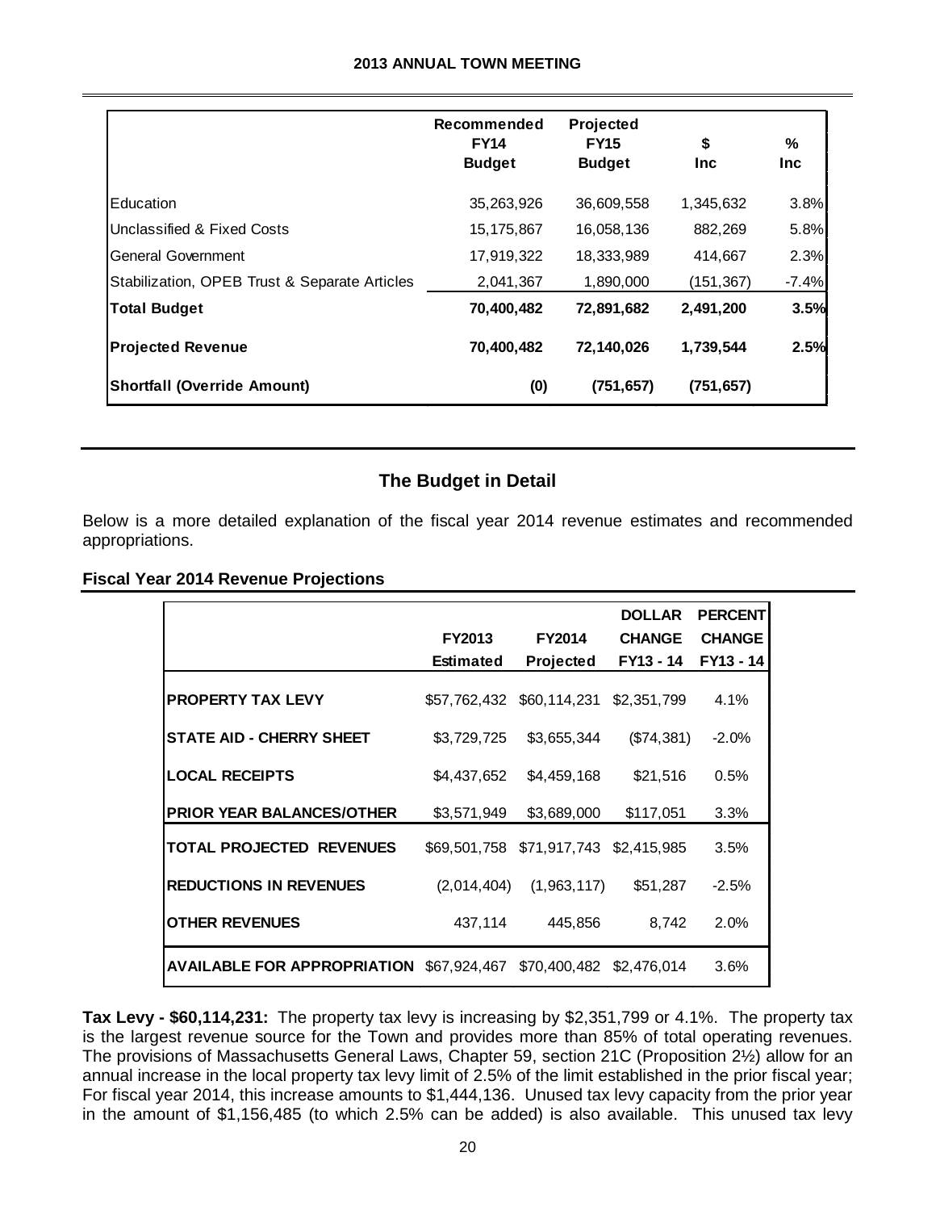| | Recommended FY14 Budget | Projected FY15 Budget | $ Inc | % Inc |
|---|---|---|---|---|
| Education | 35,263,926 | 36,609,558 | 1,345,632 | 3.8% |
| Unclassified & Fixed Costs | 15,175,867 | 16,058,136 | 882,269 | 5.8% |
| General Government | 17,919,322 | 18,333,989 | 414,667 | 2.3% |
| Stabilization, OPEB Trust & Separate Articles | 2,041,367 | 1,890,000 | (151,367) | -7.4% |
| **Total Budget** | **70,400,482** | **72,891,682** | **2,491,200** | **3.5%** |
| **Projected Revenue** | **70,400,482** | **72,140,026** | **1,739,544** | **2.5%** |
| **Shortfall (Override Amount)** | **(0)** | **(751,657)** | **(751,657)** | |

## The Budget in Detail

Below is a more detailed explanation of the fiscal year 2014 revenue estimates and recommended appropriations.

### Fiscal Year 2014 Revenue Projections

| | FY2013 Estimated | FY2014 Projected | DOLLAR CHANGE FY13 - 14 | PERCENT CHANGE FY13 - 14 |
|---|---|---|---|---|
| **PROPERTY TAX LEVY** | $57,762,432 | $60,114,231 | $2,351,799 | 4.1% |
| **STATE AID - CHERRY SHEET** | $3,729,725 | $3,655,344 | ($74,381) | -2.0% |
| **LOCAL RECEIPTS** | $4,437,652 | $4,459,168 | $21,516 | 0.5% |
| **PRIOR YEAR BALANCES/OTHER** | $3,571,949 | $3,689,000 | $117,051 | 3.3% |
| **TOTAL PROJECTED REVENUES** | $69,501,758 | $71,917,743 | $2,415,985 | 3.5% |
| **REDUCTIONS IN REVENUES** | (2,014,404) | (1,963,117) | $51,287 | -2.5% |
| **OTHER REVENUES** | 437,114 | 445,856 | 8,742 | 2.0% |
| **AVAILABLE FOR APPROPRIATION** | $67,924,467 | $70,400,482 | $2,476,014 | 3.6% |

**Tax Levy - $60,114,231:** The property tax levy is increasing by $2,351,799 or 4.1%. The property tax is the largest revenue source for the Town and provides more than 85% of total operating revenues. The provisions of Massachusetts General Laws, Chapter 59, section 21C (Proposition 2½) allow for an annual increase in the local property tax levy limit of 2.5% of the limit established in the prior fiscal year; For fiscal year 2014, this increase amounts to $1,444,136. Unused tax levy capacity from the prior year in the amount of $1,156,485 (to which 2.5% can be added) is also available. This unused tax levy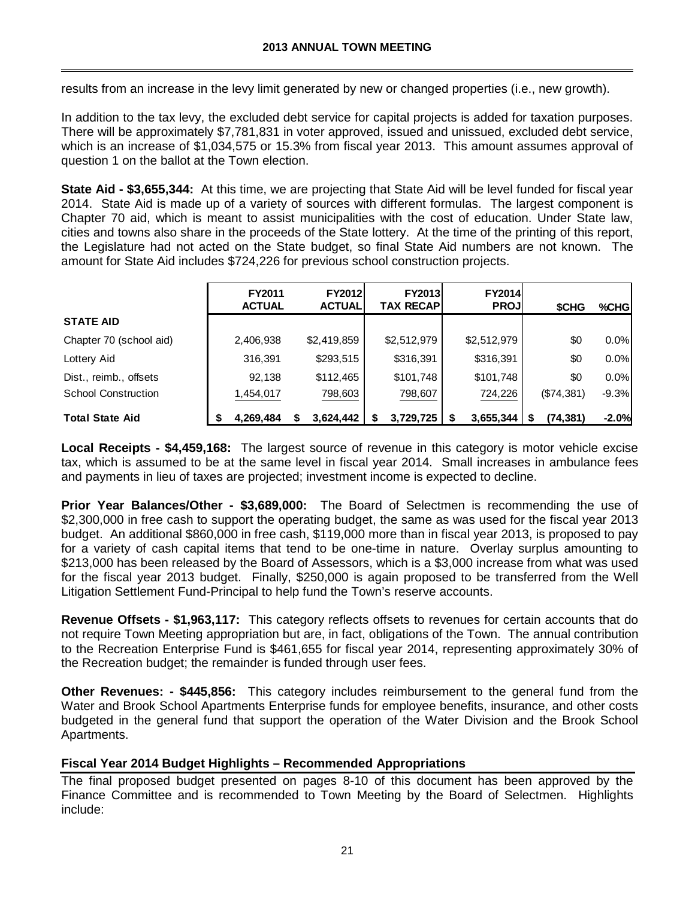results from an increase in the levy limit generated by new or changed properties (i.e., new growth).

In addition to the tax levy, the excluded debt service for capital projects is added for taxation purposes. There will be approximately $7,781,831 in voter approved, issued and unissued, excluded debt service, which is an increase of $1,034,575 or 15.3% from fiscal year 2013. This amount assumes approval of question 1 on the ballot at the Town election.

**State Aid - $3,655,344:** At this time, we are projecting that State Aid will be level funded for fiscal year 2014. State Aid is made up of a variety of sources with different formulas. The largest component is Chapter 70 aid, which is meant to assist municipalities with the cost of education. Under State law, cities and towns also share in the proceeds of the State lottery. At the time of the printing of this report, the Legislature had not acted on the State budget, so final State Aid numbers are not known. The amount for State Aid includes $724,226 for previous school construction projects.

| | FY2011 ACTUAL | FY2012 ACTUAL | FY2013 TAX RECAP | FY2014 PROJ | $CHG | %CHG |
|---|---|---|---|---|---|---|
| **STATE AID** | | | | | | |
| Chapter 70 (school aid) | 2,406,938 | $2,419,859 | $2,512,979 | $2,512,979 | $0 | 0.0% |
| Lottery Aid | 316,391 | $293,515 | $316,391 | $316,391 | $0 | 0.0% |
| Dist., reimb., offsets | 92,138 | $112,465 | $101,748 | $101,748 | $0 | 0.0% |
| School Construction | 1,454,017 | 798,603 | 798,607 | 724,226 | ($74,381) | -9.3% |
| **Total State Aid** | **$ 4,269,484** | **$ 3,624,442** | **$ 3,729,725** | **$ 3,655,344** | **$ (74,381)** | **-2.0%** |

**Local Receipts - $4,459,168:** The largest source of revenue in this category is motor vehicle excise tax, which is assumed to be at the same level in fiscal year 2014. Small increases in ambulance fees and payments in lieu of taxes are projected; investment income is expected to decline.

**Prior Year Balances/Other - $3,689,000:** The Board of Selectmen is recommending the use of $2,300,000 in free cash to support the operating budget, the same as was used for the fiscal year 2013 budget. An additional $860,000 in free cash, $119,000 more than in fiscal year 2013, is proposed to pay for a variety of cash capital items that tend to be one-time in nature. Overlay surplus amounting to $213,000 has been released by the Board of Assessors, which is a $3,000 increase from what was used for the fiscal year 2013 budget. Finally, $250,000 is again proposed to be transferred from the Well Litigation Settlement Fund-Principal to help fund the Town's reserve accounts.

**Revenue Offsets - $1,963,117:** This category reflects offsets to revenues for certain accounts that do not require Town Meeting appropriation but are, in fact, obligations of the Town. The annual contribution to the Recreation Enterprise Fund is $461,655 for fiscal year 2014, representing approximately 30% of the Recreation budget; the remainder is funded through user fees.

**Other Revenues: - $445,856:** This category includes reimbursement to the general fund from the Water and Brook School Apartments Enterprise funds for employee benefits, insurance, and other costs budgeted in the general fund that support the operation of the Water Division and the Brook School Apartments.

## Fiscal Year 2014 Budget Highlights – Recommended Appropriations

The final proposed budget presented on pages 8-10 of this document has been approved by the Finance Committee and is recommended to Town Meeting by the Board of Selectmen. Highlights include: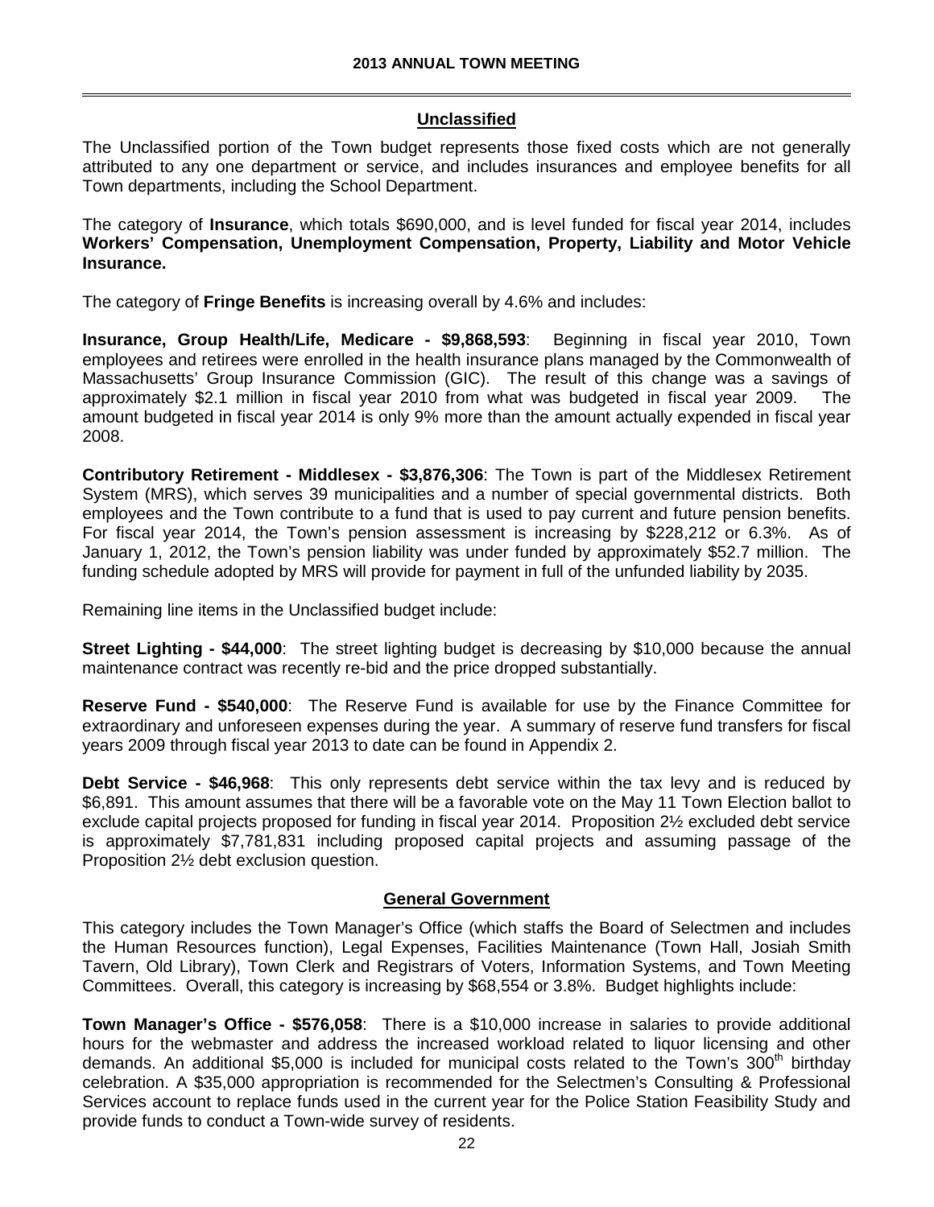## Unclassified

The Unclassified portion of the Town budget represents those fixed costs which are not generally attributed to any one department or service, and includes insurances and employee benefits for all Town departments, including the School Department.

The category of **Insurance**, which totals $690,000, and is level funded for fiscal year 2014, includes **Workers' Compensation, Unemployment Compensation, Property, Liability and Motor Vehicle Insurance.**

The category of **Fringe Benefits** is increasing overall by 4.6% and includes:

**Insurance, Group Health/Life, Medicare - $9,868,593**: Beginning in fiscal year 2010, Town employees and retirees were enrolled in the health insurance plans managed by the Commonwealth of Massachusetts' Group Insurance Commission (GIC). The result of this change was a savings of approximately $2.1 million in fiscal year 2010 from what was budgeted in fiscal year 2009. The amount budgeted in fiscal year 2014 is only 9% more than the amount actually expended in fiscal year 2008.

**Contributory Retirement - Middlesex - $3,876,306**: The Town is part of the Middlesex Retirement System (MRS), which serves 39 municipalities and a number of special governmental districts. Both employees and the Town contribute to a fund that is used to pay current and future pension benefits. For fiscal year 2014, the Town's pension assessment is increasing by $228,212 or 6.3%. As of January 1, 2012, the Town's pension liability was under funded by approximately $52.7 million. The funding schedule adopted by MRS will provide for payment in full of the unfunded liability by 2035.

Remaining line items in the Unclassified budget include:

**Street Lighting - $44,000**: The street lighting budget is decreasing by $10,000 because the annual maintenance contract was recently re-bid and the price dropped substantially.

**Reserve Fund - $540,000**: The Reserve Fund is available for use by the Finance Committee for extraordinary and unforeseen expenses during the year. A summary of reserve fund transfers for fiscal years 2009 through fiscal year 2013 to date can be found in Appendix 2.

**Debt Service - $46,968**: This only represents debt service within the tax levy and is reduced by $6,891. This amount assumes that there will be a favorable vote on the May 11 Town Election ballot to exclude capital projects proposed for funding in fiscal year 2014. Proposition 2½ excluded debt service is approximately $7,781,831 including proposed capital projects and assuming passage of the Proposition 2½ debt exclusion question.

## General Government

This category includes the Town Manager's Office (which staffs the Board of Selectmen and includes the Human Resources function), Legal Expenses, Facilities Maintenance (Town Hall, Josiah Smith Tavern, Old Library), Town Clerk and Registrars of Voters, Information Systems, and Town Meeting Committees. Overall, this category is increasing by $68,554 or 3.8%. Budget highlights include:

**Town Manager's Office - $576,058**: There is a $10,000 increase in salaries to provide additional hours for the webmaster and address the increased workload related to liquor licensing and other demands. An additional $5,000 is included for municipal costs related to the Town's 300th birthday celebration. A $35,000 appropriation is recommended for the Selectmen's Consulting & Professional Services account to replace funds used in the current year for the Police Station Feasibility Study and provide funds to conduct a Town-wide survey of residents.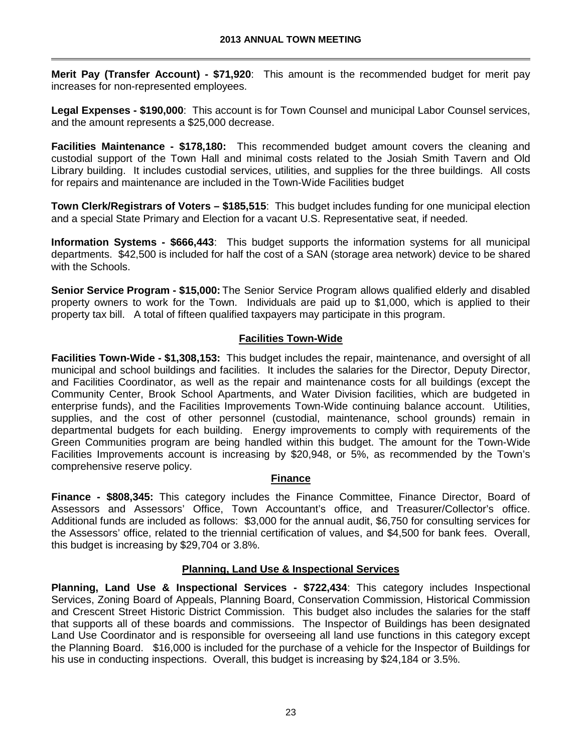**Merit Pay (Transfer Account) - $71,920**: This amount is the recommended budget for merit pay increases for non-represented employees.

**Legal Expenses - $190,000**: This account is for Town Counsel and municipal Labor Counsel services, and the amount represents a $25,000 decrease.

**Facilities Maintenance - $178,180:** This recommended budget amount covers the cleaning and custodial support of the Town Hall and minimal costs related to the Josiah Smith Tavern and Old Library building. It includes custodial services, utilities, and supplies for the three buildings. All costs for repairs and maintenance are included in the Town-Wide Facilities budget

**Town Clerk/Registrars of Voters – $185,515**: This budget includes funding for one municipal election and a special State Primary and Election for a vacant U.S. Representative seat, if needed.

**Information Systems - $666,443**: This budget supports the information systems for all municipal departments. $42,500 is included for half the cost of a SAN (storage area network) device to be shared with the Schools.

**Senior Service Program - $15,000:** The Senior Service Program allows qualified elderly and disabled property owners to work for the Town. Individuals are paid up to $1,000, which is applied to their property tax bill. A total of fifteen qualified taxpayers may participate in this program.

## Facilities Town-Wide

**Facilities Town-Wide - $1,308,153:** This budget includes the repair, maintenance, and oversight of all municipal and school buildings and facilities. It includes the salaries for the Director, Deputy Director, and Facilities Coordinator, as well as the repair and maintenance costs for all buildings (except the Community Center, Brook School Apartments, and Water Division facilities, which are budgeted in enterprise funds), and the Facilities Improvements Town-Wide continuing balance account. Utilities, supplies, and the cost of other personnel (custodial, maintenance, school grounds) remain in departmental budgets for each building. Energy improvements to comply with requirements of the Green Communities program are being handled within this budget. The amount for the Town-Wide Facilities Improvements account is increasing by $20,948, or 5%, as recommended by the Town's comprehensive reserve policy.

## Finance

**Finance - $808,345:** This category includes the Finance Committee, Finance Director, Board of Assessors and Assessors' Office, Town Accountant's office, and Treasurer/Collector's office. Additional funds are included as follows: $3,000 for the annual audit, $6,750 for consulting services for the Assessors' office, related to the triennial certification of values, and $4,500 for bank fees. Overall, this budget is increasing by $29,704 or 3.8%.

## Planning, Land Use & Inspectional Services

**Planning, Land Use & Inspectional Services - $722,434**: This category includes Inspectional Services, Zoning Board of Appeals, Planning Board, Conservation Commission, Historical Commission and Crescent Street Historic District Commission. This budget also includes the salaries for the staff that supports all of these boards and commissions. The Inspector of Buildings has been designated Land Use Coordinator and is responsible for overseeing all land use functions in this category except the Planning Board. $16,000 is included for the purchase of a vehicle for the Inspector of Buildings for his use in conducting inspections. Overall, this budget is increasing by $24,184 or 3.5%.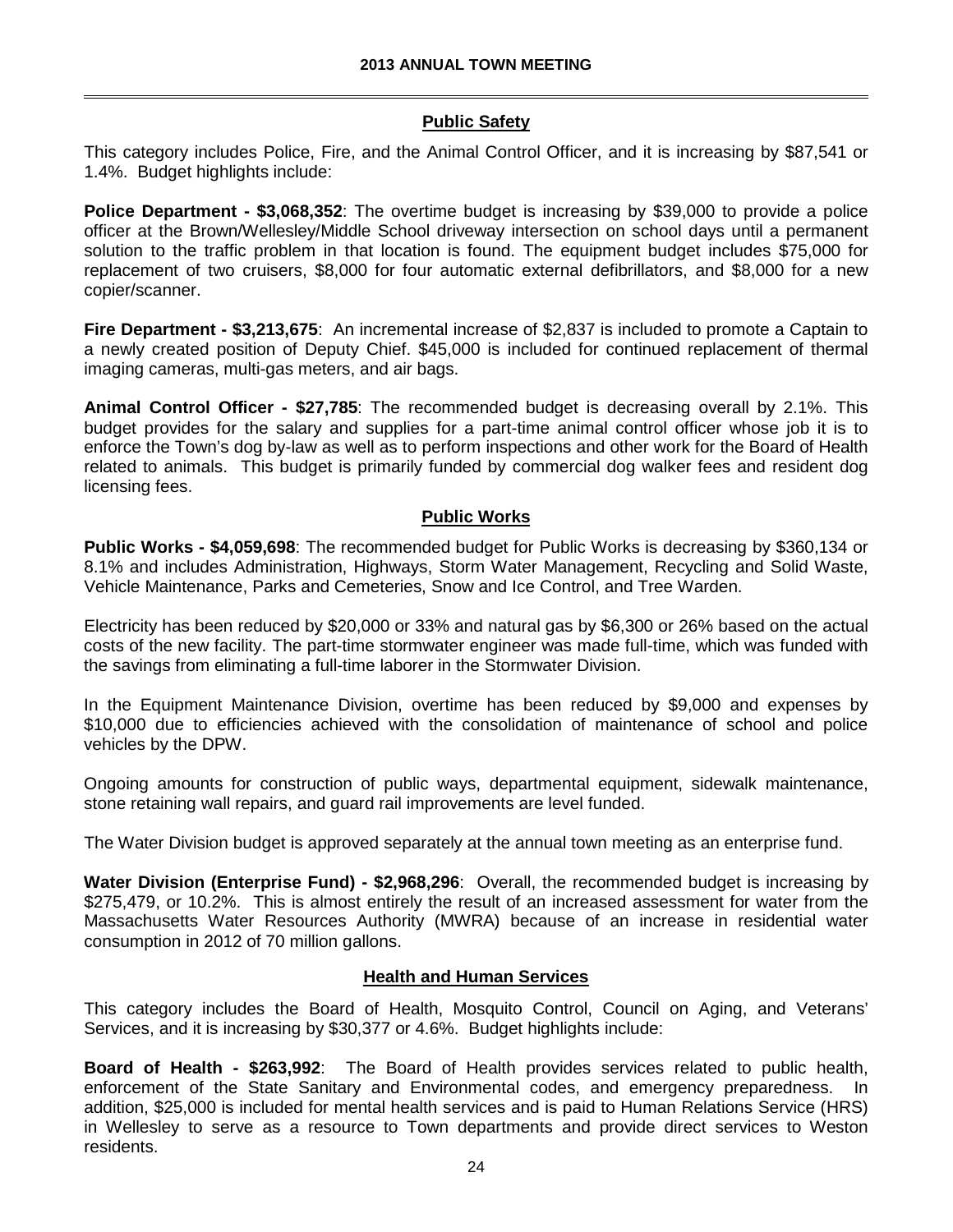## Public Safety

This category includes Police, Fire, and the Animal Control Officer, and it is increasing by $87,541 or 1.4%. Budget highlights include:

**Police Department - $3,068,352**: The overtime budget is increasing by $39,000 to provide a police officer at the Brown/Wellesley/Middle School driveway intersection on school days until a permanent solution to the traffic problem in that location is found. The equipment budget includes $75,000 for replacement of two cruisers, $8,000 for four automatic external defibrillators, and $8,000 for a new copier/scanner.

**Fire Department - $3,213,675**: An incremental increase of $2,837 is included to promote a Captain to a newly created position of Deputy Chief. $45,000 is included for continued replacement of thermal imaging cameras, multi-gas meters, and air bags.

**Animal Control Officer - $27,785**: The recommended budget is decreasing overall by 2.1%. This budget provides for the salary and supplies for a part-time animal control officer whose job it is to enforce the Town's dog by-law as well as to perform inspections and other work for the Board of Health related to animals. This budget is primarily funded by commercial dog walker fees and resident dog licensing fees.

## Public Works

**Public Works - $4,059,698**: The recommended budget for Public Works is decreasing by $360,134 or 8.1% and includes Administration, Highways, Storm Water Management, Recycling and Solid Waste, Vehicle Maintenance, Parks and Cemeteries, Snow and Ice Control, and Tree Warden.

Electricity has been reduced by $20,000 or 33% and natural gas by $6,300 or 26% based on the actual costs of the new facility. The part-time stormwater engineer was made full-time, which was funded with the savings from eliminating a full-time laborer in the Stormwater Division.

In the Equipment Maintenance Division, overtime has been reduced by $9,000 and expenses by $10,000 due to efficiencies achieved with the consolidation of maintenance of school and police vehicles by the DPW.

Ongoing amounts for construction of public ways, departmental equipment, sidewalk maintenance, stone retaining wall repairs, and guard rail improvements are level funded.

The Water Division budget is approved separately at the annual town meeting as an enterprise fund.

**Water Division (Enterprise Fund) - $2,968,296**: Overall, the recommended budget is increasing by $275,479, or 10.2%. This is almost entirely the result of an increased assessment for water from the Massachusetts Water Resources Authority (MWRA) because of an increase in residential water consumption in 2012 of 70 million gallons.

## Health and Human Services

This category includes the Board of Health, Mosquito Control, Council on Aging, and Veterans' Services, and it is increasing by $30,377 or 4.6%. Budget highlights include:

**Board of Health - $263,992**: The Board of Health provides services related to public health, enforcement of the State Sanitary and Environmental codes, and emergency preparedness. In addition, $25,000 is included for mental health services and is paid to Human Relations Service (HRS) in Wellesley to serve as a resource to Town departments and provide direct services to Weston residents.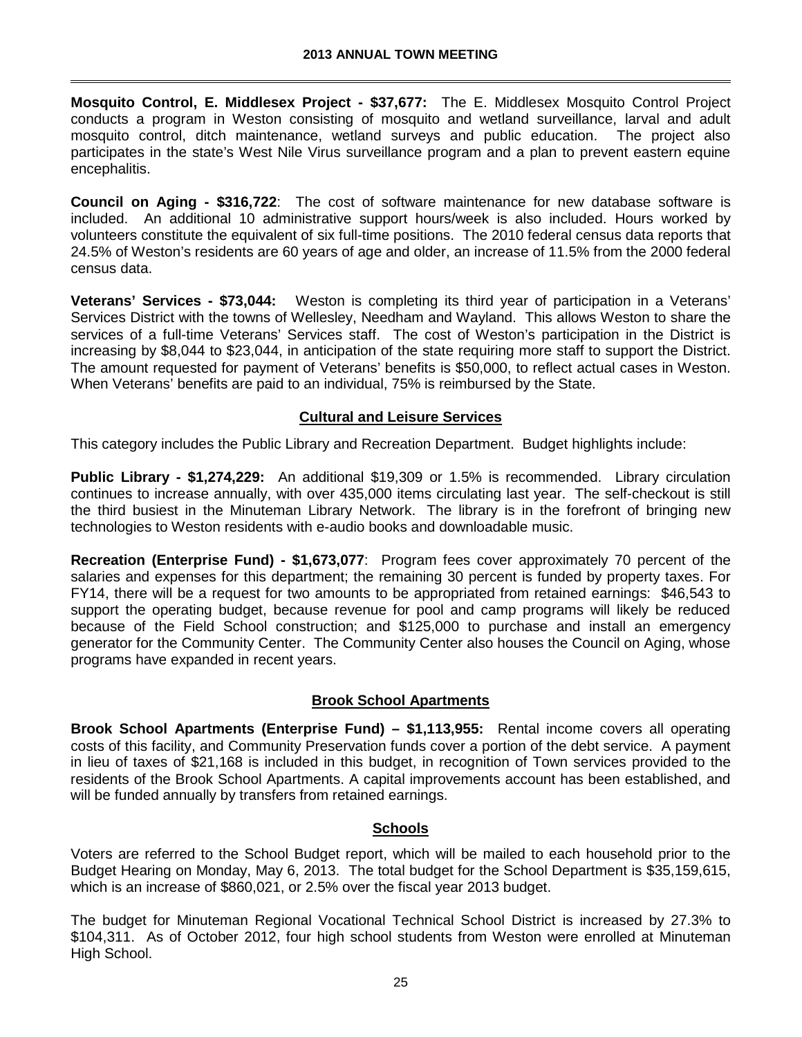**Mosquito Control, E. Middlesex Project - $37,677:** The E. Middlesex Mosquito Control Project conducts a program in Weston consisting of mosquito and wetland surveillance, larval and adult mosquito control, ditch maintenance, wetland surveys and public education. The project also participates in the state's West Nile Virus surveillance program and a plan to prevent eastern equine encephalitis.

**Council on Aging - $316,722**: The cost of software maintenance for new database software is included. An additional 10 administrative support hours/week is also included. Hours worked by volunteers constitute the equivalent of six full-time positions. The 2010 federal census data reports that 24.5% of Weston's residents are 60 years of age and older, an increase of 11.5% from the 2000 federal census data.

**Veterans' Services - $73,044:** Weston is completing its third year of participation in a Veterans' Services District with the towns of Wellesley, Needham and Wayland. This allows Weston to share the services of a full-time Veterans' Services staff. The cost of Weston's participation in the District is increasing by $8,044 to $23,044, in anticipation of the state requiring more staff to support the District. The amount requested for payment of Veterans' benefits is $50,000, to reflect actual cases in Weston. When Veterans' benefits are paid to an individual, 75% is reimbursed by the State.

## Cultural and Leisure Services

This category includes the Public Library and Recreation Department. Budget highlights include:

**Public Library - $1,274,229:** An additional $19,309 or 1.5% is recommended. Library circulation continues to increase annually, with over 435,000 items circulating last year. The self-checkout is still the third busiest in the Minuteman Library Network. The library is in the forefront of bringing new technologies to Weston residents with e-audio books and downloadable music.

**Recreation (Enterprise Fund) - $1,673,077**: Program fees cover approximately 70 percent of the salaries and expenses for this department; the remaining 30 percent is funded by property taxes. For FY14, there will be a request for two amounts to be appropriated from retained earnings: $46,543 to support the operating budget, because revenue for pool and camp programs will likely be reduced because of the Field School construction; and $125,000 to purchase and install an emergency generator for the Community Center. The Community Center also houses the Council on Aging, whose programs have expanded in recent years.

## Brook School Apartments

**Brook School Apartments (Enterprise Fund) – $1,113,955:** Rental income covers all operating costs of this facility, and Community Preservation funds cover a portion of the debt service. A payment in lieu of taxes of $21,168 is included in this budget, in recognition of Town services provided to the residents of the Brook School Apartments. A capital improvements account has been established, and will be funded annually by transfers from retained earnings.

## Schools

Voters are referred to the School Budget report, which will be mailed to each household prior to the Budget Hearing on Monday, May 6, 2013. The total budget for the School Department is $35,159,615, which is an increase of $860,021, or 2.5% over the fiscal year 2013 budget.

The budget for Minuteman Regional Vocational Technical School District is increased by 27.3% to $104,311. As of October 2012, four high school students from Weston were enrolled at Minuteman High School.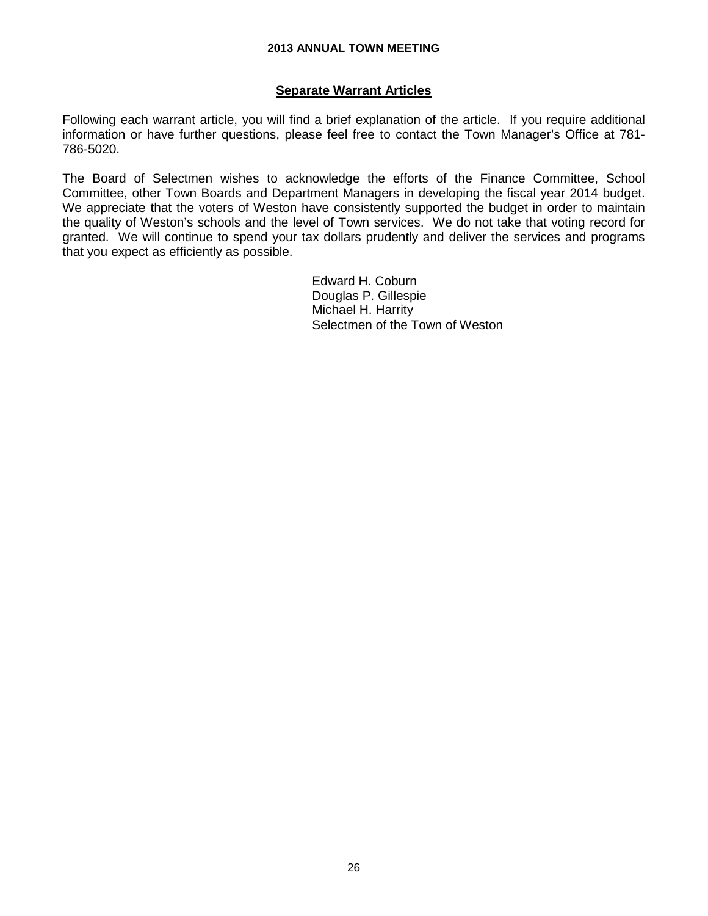## Separate Warrant Articles

Following each warrant article, you will find a brief explanation of the article. If you require additional information or have further questions, please feel free to contact the Town Manager's Office at 781-786-5020.

The Board of Selectmen wishes to acknowledge the efforts of the Finance Committee, School Committee, other Town Boards and Department Managers in developing the fiscal year 2014 budget. We appreciate that the voters of Weston have consistently supported the budget in order to maintain the quality of Weston's schools and the level of Town services. We do not take that voting record for granted. We will continue to spend your tax dollars prudently and deliver the services and programs that you expect as efficiently as possible.

Edward H. Coburn
Douglas P. Gillespie
Michael H. Harrity
Selectmen of the Town of Weston